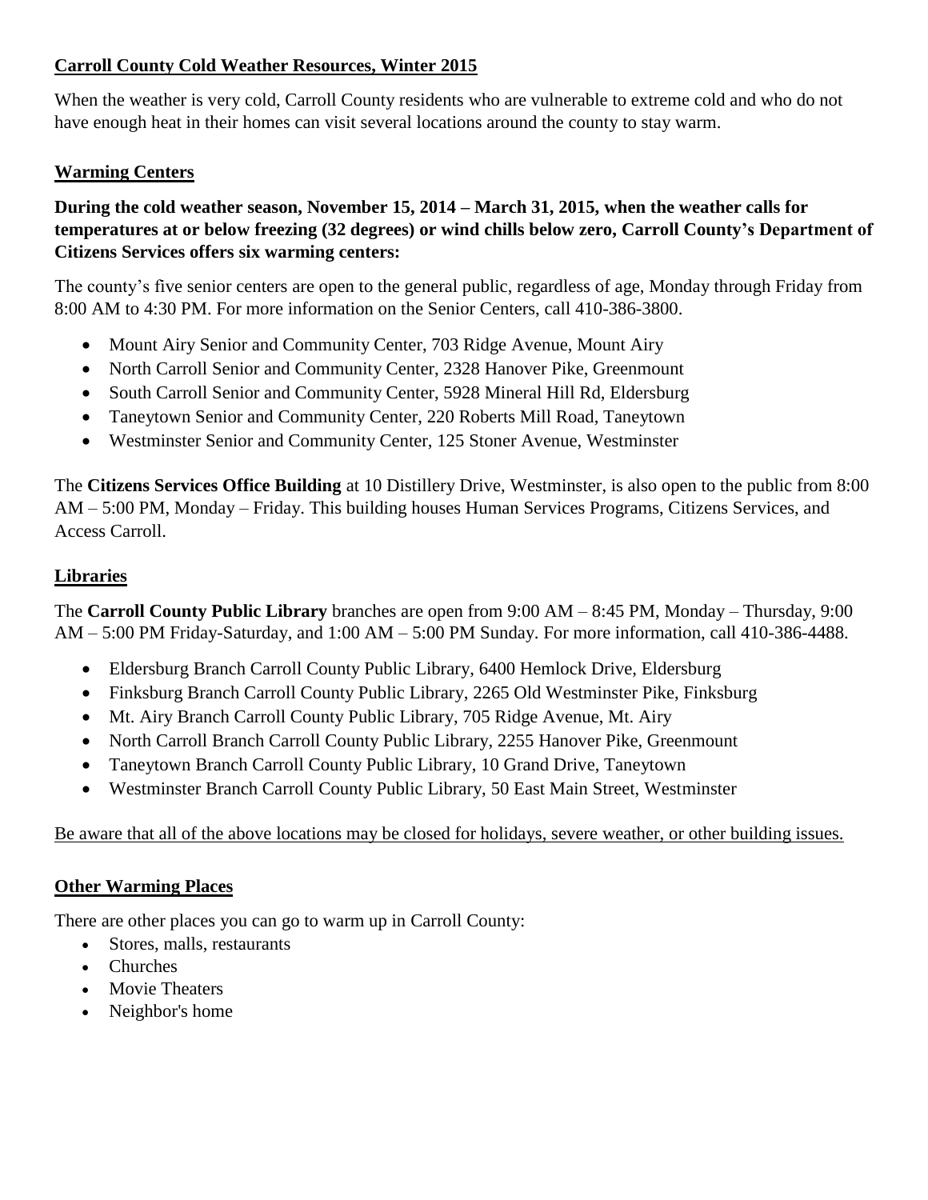## Carroll County Cold Weather Resources, Winter 2015

When the weather is very cold, Carroll County residents who are vulnerable to extreme cold and who do not have enough heat in their homes can visit several locations around the county to stay warm.

### Warming Centers

**During the cold weather season, November 15, 2014 – March 31, 2015, when the weather calls for temperatures at or below freezing (32 degrees) or wind chills below zero, Carroll County's Department of Citizens Services offers six warming centers:**

The county's five senior centers are open to the general public, regardless of age, Monday through Friday from 8:00 AM to 4:30 PM. For more information on the Senior Centers, call 410-386-3800.

- Mount Airy Senior and Community Center, 703 Ridge Avenue, Mount Airy
- North Carroll Senior and Community Center, 2328 Hanover Pike, Greenmount
- South Carroll Senior and Community Center, 5928 Mineral Hill Rd, Eldersburg
- Taneytown Senior and Community Center, 220 Roberts Mill Road, Taneytown
- Westminster Senior and Community Center, 125 Stoner Avenue, Westminster

The **Citizens Services Office Building** at 10 Distillery Drive, Westminster, is also open to the public from 8:00 AM – 5:00 PM, Monday – Friday. This building houses Human Services Programs, Citizens Services, and Access Carroll.

### Libraries

The **Carroll County Public Library** branches are open from 9:00 AM – 8:45 PM, Monday – Thursday, 9:00 AM – 5:00 PM Friday-Saturday, and 1:00 AM – 5:00 PM Sunday. For more information, call 410-386-4488.

- Eldersburg Branch Carroll County Public Library, 6400 Hemlock Drive, Eldersburg
- Finksburg Branch Carroll County Public Library, 2265 Old Westminster Pike, Finksburg
- Mt. Airy Branch Carroll County Public Library, 705 Ridge Avenue, Mt. Airy
- North Carroll Branch Carroll County Public Library, 2255 Hanover Pike, Greenmount
- Taneytown Branch Carroll County Public Library, 10 Grand Drive, Taneytown
- Westminster Branch Carroll County Public Library, 50 East Main Street, Westminster

Be aware that all of the above locations may be closed for holidays, severe weather, or other building issues.

### Other Warming Places

There are other places you can go to warm up in Carroll County:

- Stores, malls, restaurants
- Churches
- Movie Theaters
- Neighbor's home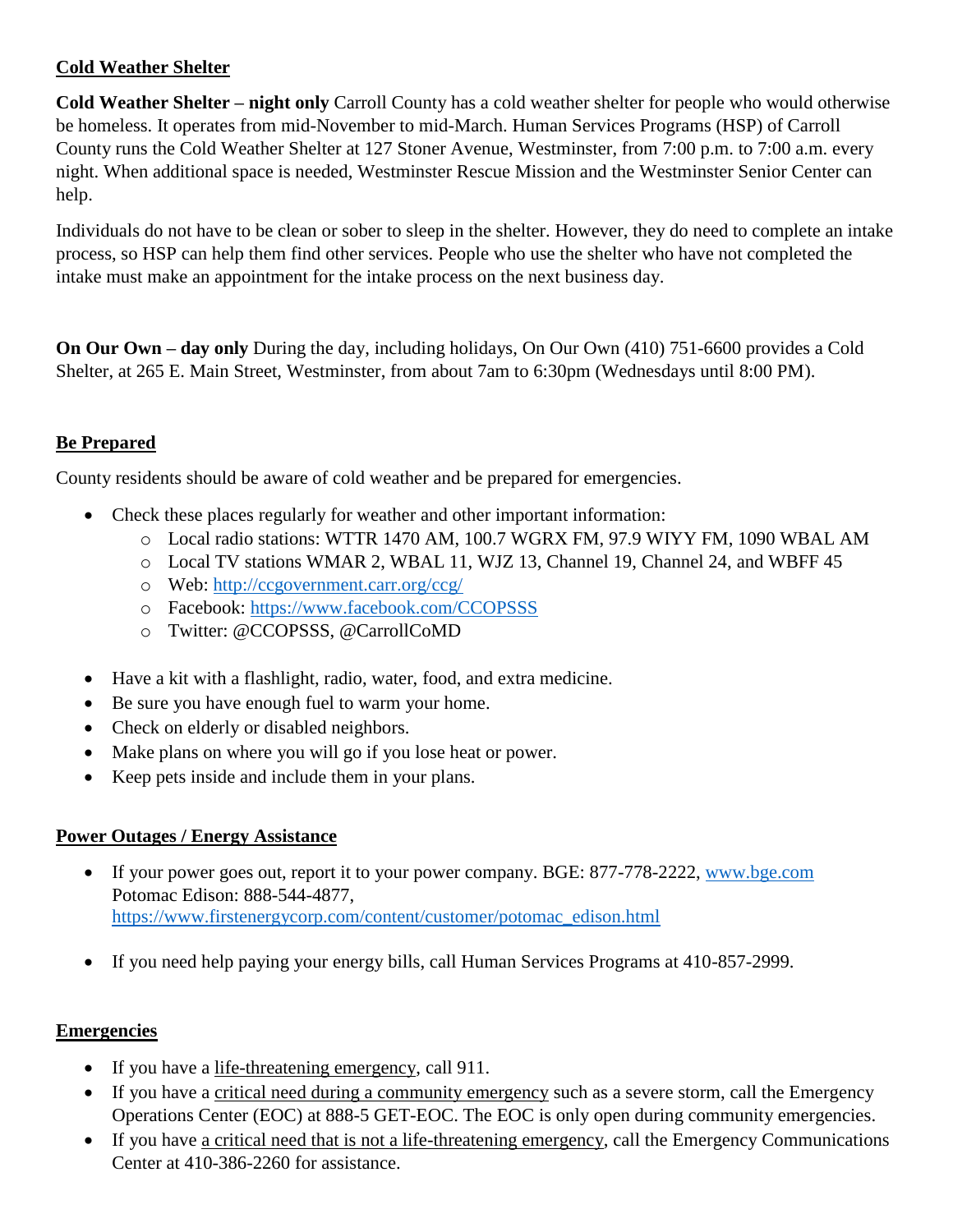## Cold Weather Shelter

**Cold Weather Shelter – night only** Carroll County has a cold weather shelter for people who would otherwise be homeless. It operates from mid-November to mid-March. Human Services Programs (HSP) of Carroll County runs the Cold Weather Shelter at 127 Stoner Avenue, Westminster, from 7:00 p.m. to 7:00 a.m. every night. When additional space is needed, Westminster Rescue Mission and the Westminster Senior Center can help.

Individuals do not have to be clean or sober to sleep in the shelter. However, they do need to complete an intake process, so HSP can help them find other services. People who use the shelter who have not completed the intake must make an appointment for the intake process on the next business day.

**On Our Own – day only** During the day, including holidays, On Our Own (410) 751-6600 provides a Cold Shelter, at 265 E. Main Street, Westminster, from about 7am to 6:30pm (Wednesdays until 8:00 PM).

## Be Prepared

County residents should be aware of cold weather and be prepared for emergencies.

- Check these places regularly for weather and other important information:
  - Local radio stations: WTTR 1470 AM, 100.7 WGRX FM, 97.9 WIYY FM, 1090 WBAL AM
  - Local TV stations WMAR 2, WBAL 11, WJZ 13, Channel 19, Channel 24, and WBFF 45
  - Web: http://ccgovernment.carr.org/ccg/
  - Facebook: https://www.facebook.com/CCOPSSS
  - Twitter: @CCOPSSS, @CarrollCoMD
- Have a kit with a flashlight, radio, water, food, and extra medicine.
- Be sure you have enough fuel to warm your home.
- Check on elderly or disabled neighbors.
- Make plans on where you will go if you lose heat or power.
- Keep pets inside and include them in your plans.

## Power Outages / Energy Assistance

- If your power goes out, report it to your power company. BGE: 877-778-2222, www.bge.com Potomac Edison: 888-544-4877, https://www.firstenergycorp.com/content/customer/potomac_edison.html
- If you need help paying your energy bills, call Human Services Programs at 410-857-2999.

## Emergencies

- If you have a life-threatening emergency, call 911.
- If you have a critical need during a community emergency such as a severe storm, call the Emergency Operations Center (EOC) at 888-5 GET-EOC. The EOC is only open during community emergencies.
- If you have a critical need that is not a life-threatening emergency, call the Emergency Communications Center at 410-386-2260 for assistance.